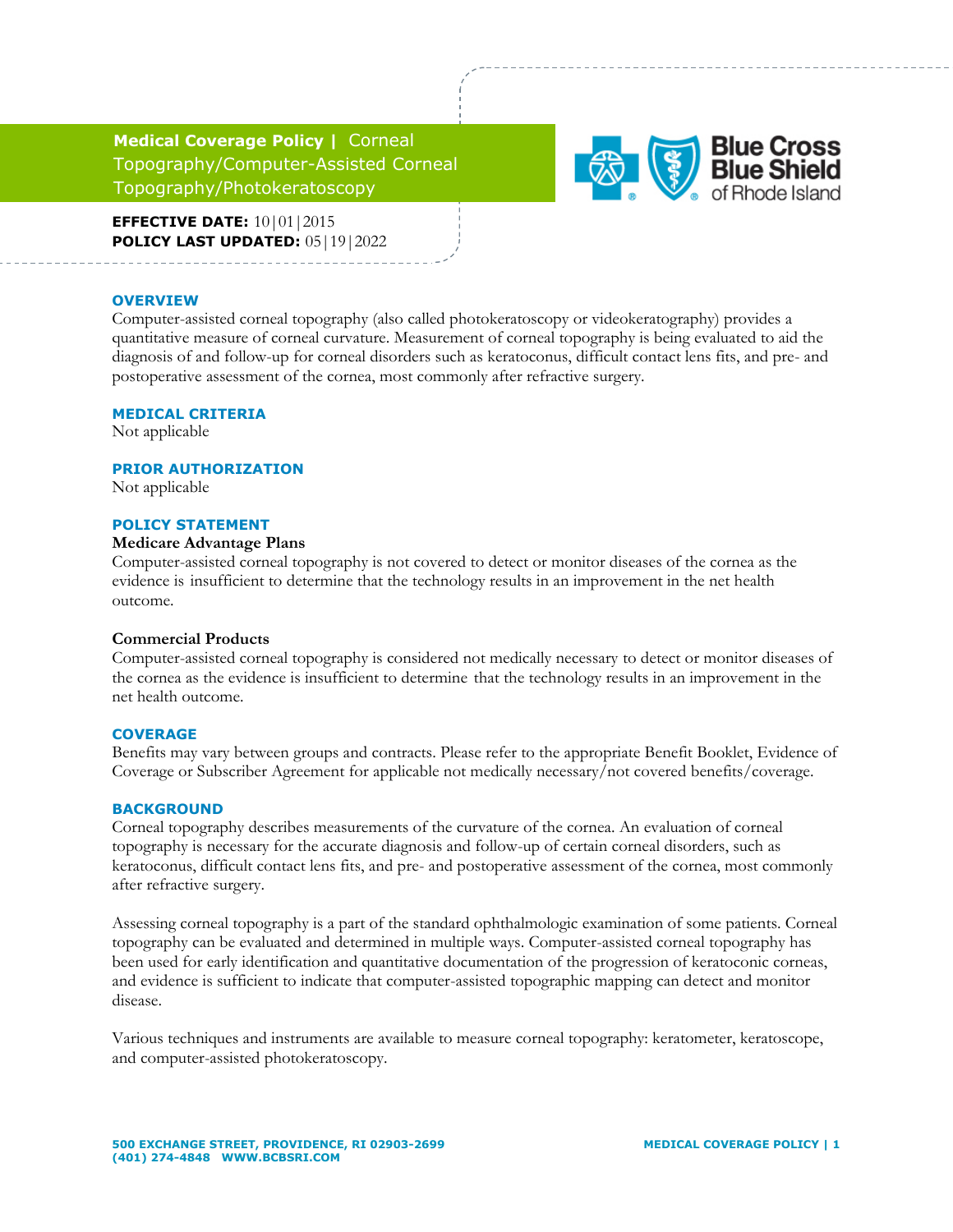# Medical Coverage Policy | Corneal Topography/Computer-Assisted Corneal Topography/Photokeratoscopy

**EFFECTIVE DATE:** 10|01|2015
**POLICY LAST UPDATED:** 05|19|2022

## OVERVIEW

Computer-assisted corneal topography (also called photokeratoscopy or videokeratography) provides a quantitative measure of corneal curvature. Measurement of corneal topography is being evaluated to aid the diagnosis of and follow-up for corneal disorders such as keratoconus, difficult contact lens fits, and pre- and postoperative assessment of the cornea, most commonly after refractive surgery.

## MEDICAL CRITERIA

Not applicable

## PRIOR AUTHORIZATION

Not applicable

## POLICY STATEMENT

**Medicare Advantage Plans**

Computer-assisted corneal topography is not covered to detect or monitor diseases of the cornea as the evidence is insufficient to determine that the technology results in an improvement in the net health outcome.

**Commercial Products**

Computer-assisted corneal topography is considered not medically necessary to detect or monitor diseases of the cornea as the evidence is insufficient to determine that the technology results in an improvement in the net health outcome.

## COVERAGE

Benefits may vary between groups and contracts. Please refer to the appropriate Benefit Booklet, Evidence of Coverage or Subscriber Agreement for applicable not medically necessary/not covered benefits/coverage.

## BACKGROUND

Corneal topography describes measurements of the curvature of the cornea. An evaluation of corneal topography is necessary for the accurate diagnosis and follow-up of certain corneal disorders, such as keratoconus, difficult contact lens fits, and pre- and postoperative assessment of the cornea, most commonly after refractive surgery.

Assessing corneal topography is a part of the standard ophthalmologic examination of some patients. Corneal topography can be evaluated and determined in multiple ways. Computer-assisted corneal topography has been used for early identification and quantitative documentation of the progression of keratoconic corneas, and evidence is sufficient to indicate that computer-assisted topographic mapping can detect and monitor disease.

Various techniques and instruments are available to measure corneal topography: keratometer, keratoscope, and computer-assisted photokeratoscopy.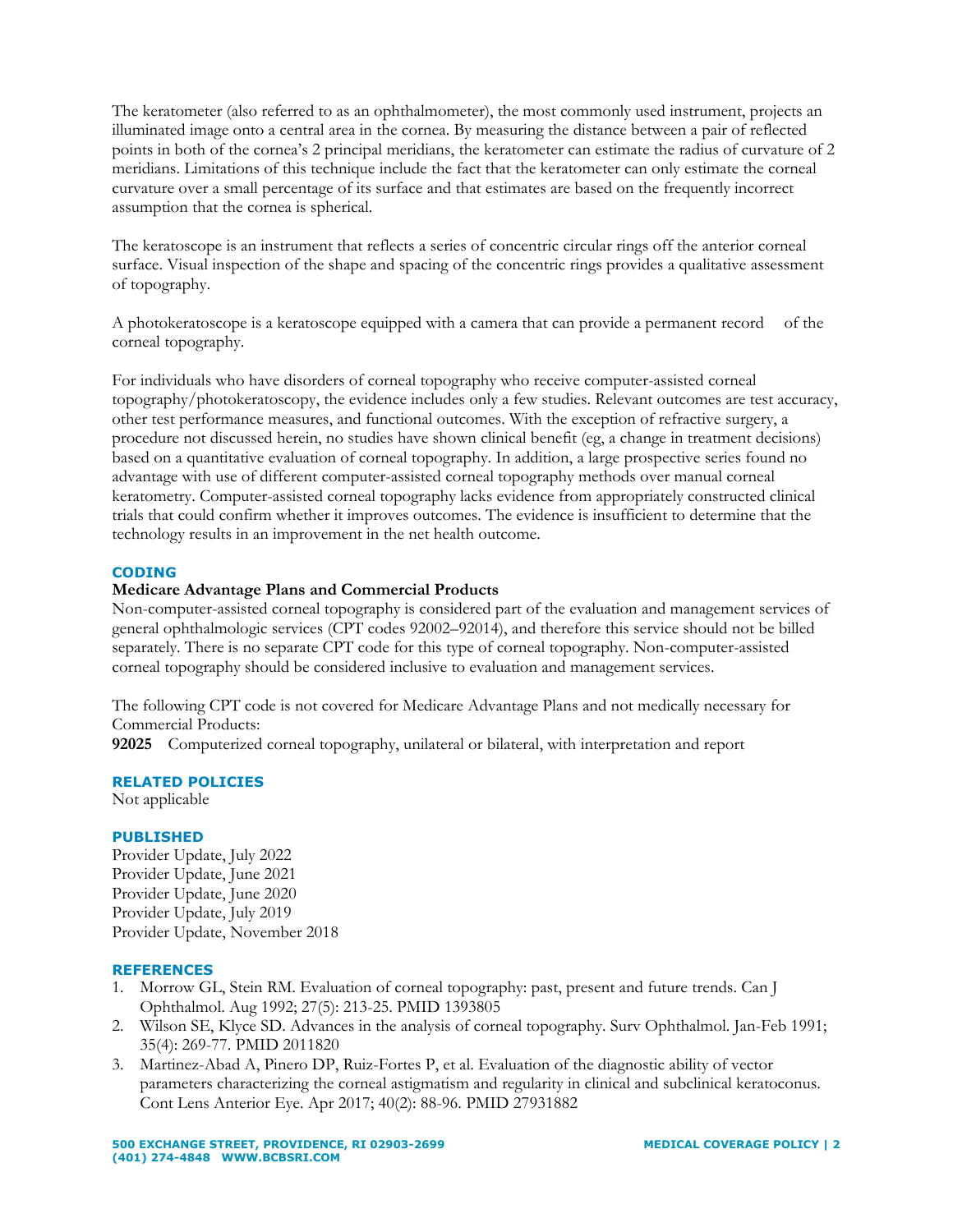The keratometer (also referred to as an ophthalmometer), the most commonly used instrument, projects an illuminated image onto a central area in the cornea. By measuring the distance between a pair of reflected points in both of the cornea's 2 principal meridians, the keratometer can estimate the radius of curvature of 2 meridians. Limitations of this technique include the fact that the keratometer can only estimate the corneal curvature over a small percentage of its surface and that estimates are based on the frequently incorrect assumption that the cornea is spherical.

The keratoscope is an instrument that reflects a series of concentric circular rings off the anterior corneal surface. Visual inspection of the shape and spacing of the concentric rings provides a qualitative assessment of topography.

A photokeratoscope is a keratoscope equipped with a camera that can provide a permanent record of the corneal topography.

For individuals who have disorders of corneal topography who receive computer-assisted corneal topography/photokeratoscopy, the evidence includes only a few studies. Relevant outcomes are test accuracy, other test performance measures, and functional outcomes. With the exception of refractive surgery, a procedure not discussed herein, no studies have shown clinical benefit (eg, a change in treatment decisions) based on a quantitative evaluation of corneal topography. In addition, a large prospective series found no advantage with use of different computer-assisted corneal topography methods over manual corneal keratometry. Computer-assisted corneal topography lacks evidence from appropriately constructed clinical trials that could confirm whether it improves outcomes. The evidence is insufficient to determine that the technology results in an improvement in the net health outcome.

## CODING

**Medicare Advantage Plans and Commercial Products**

Non-computer-assisted corneal topography is considered part of the evaluation and management services of general ophthalmologic services (CPT codes 92002–92014), and therefore this service should not be billed separately. There is no separate CPT code for this type of corneal topography. Non-computer-assisted corneal topography should be considered inclusive to evaluation and management services.

The following CPT code is not covered for Medicare Advantage Plans and not medically necessary for Commercial Products:

**92025** Computerized corneal topography, unilateral or bilateral, with interpretation and report

## RELATED POLICIES

Not applicable

## PUBLISHED

Provider Update, July 2022
Provider Update, June 2021
Provider Update, June 2020
Provider Update, July 2019
Provider Update, November 2018

## REFERENCES

1. Morrow GL, Stein RM. Evaluation of corneal topography: past, present and future trends. Can J Ophthalmol. Aug 1992; 27(5): 213-25. PMID 1393805
2. Wilson SE, Klyce SD. Advances in the analysis of corneal topography. Surv Ophthalmol. Jan-Feb 1991; 35(4): 269-77. PMID 2011820
3. Martinez-Abad A, Pinero DP, Ruiz-Fortes P, et al. Evaluation of the diagnostic ability of vector parameters characterizing the corneal astigmatism and regularity in clinical and subclinical keratoconus. Cont Lens Anterior Eye. Apr 2017; 40(2): 88-96. PMID 27931882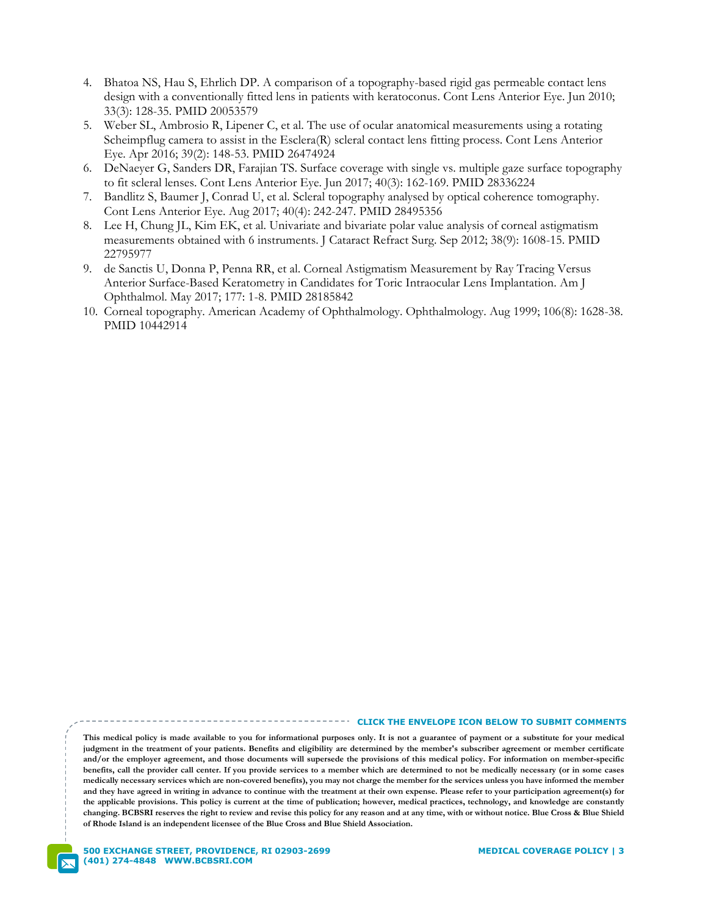4. Bhatoa NS, Hau S, Ehrlich DP. A comparison of a topography-based rigid gas permeable contact lens design with a conventionally fitted lens in patients with keratoconus. Cont Lens Anterior Eye. Jun 2010; 33(3): 128-35. PMID 20053579
5. Weber SL, Ambrosio R, Lipener C, et al. The use of ocular anatomical measurements using a rotating Scheimpflug camera to assist in the Esclera(R) scleral contact lens fitting process. Cont Lens Anterior Eye. Apr 2016; 39(2): 148-53. PMID 26474924
6. DeNaeyer G, Sanders DR, Farajian TS. Surface coverage with single vs. multiple gaze surface topography to fit scleral lenses. Cont Lens Anterior Eye. Jun 2017; 40(3): 162-169. PMID 28336224
7. Bandlitz S, Baumer J, Conrad U, et al. Scleral topography analysed by optical coherence tomography. Cont Lens Anterior Eye. Aug 2017; 40(4): 242-247. PMID 28495356
8. Lee H, Chung JL, Kim EK, et al. Univariate and bivariate polar value analysis of corneal astigmatism measurements obtained with 6 instruments. J Cataract Refract Surg. Sep 2012; 38(9): 1608-15. PMID 22795977
9. de Sanctis U, Donna P, Penna RR, et al. Corneal Astigmatism Measurement by Ray Tracing Versus Anterior Surface-Based Keratometry in Candidates for Toric Intraocular Lens Implantation. Am J Ophthalmol. May 2017; 177: 1-8. PMID 28185842
10. Corneal topography. American Academy of Ophthalmology. Ophthalmology. Aug 1999; 106(8): 1628-38. PMID 10442914

**CLICK THE ENVELOPE ICON BELOW TO SUBMIT COMMENTS**

**This medical policy is made available to you for informational purposes only. It is not a guarantee of payment or a substitute for your medical judgment in the treatment of your patients. Benefits and eligibility are determined by the member's subscriber agreement or member certificate and/or the employer agreement, and those documents will supersede the provisions of this medical policy. For information on member-specific benefits, call the provider call center. If you provide services to a member which are determined to not be medically necessary (or in some cases medically necessary services which are non-covered benefits), you may not charge the member for the services unless you have informed the member and they have agreed in writing in advance to continue with the treatment at their own expense. Please refer to your participation agreement(s) for the applicable provisions. This policy is current at the time of publication; however, medical practices, technology, and knowledge are constantly changing. BCBSRI reserves the right to review and revise this policy for any reason and at any time, with or without notice. Blue Cross & Blue Shield of Rhode Island is an independent licensee of the Blue Cross and Blue Shield Association.**

**500 EXCHANGE STREET, PROVIDENCE, RI 02903-2699**
**(401) 274-4848 WWW.BCBSRI.COM**